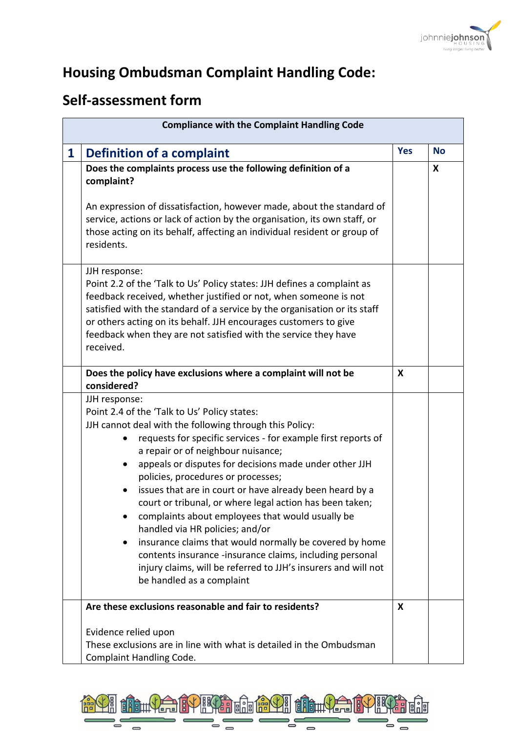# Housing Ombudsman Complaint Handling Code:

## Self-assessment form

| Compliance with the Complaint Handling Code | | | |
|---|---|---|---|
| **1** | **Definition of a complaint** | **Yes** | **No** |
| | **Does the complaints process use the following definition of a complaint?**<br><br>An expression of dissatisfaction, however made, about the standard of service, actions or lack of action by the organisation, its own staff, or those acting on its behalf, affecting an individual resident or group of residents. | | **X** |
| | JJH response:<br>Point 2.2 of the 'Talk to Us' Policy states: JJH defines a complaint as feedback received, whether justified or not, when someone is not satisfied with the standard of a service by the organisation or its staff or others acting on its behalf. JJH encourages customers to give feedback when they are not satisfied with the service they have received. | | |
| | **Does the policy have exclusions where a complaint will not be considered?** | **X** | |
| | JJH response:<br>Point 2.4 of the 'Talk to Us' Policy states:<br>JJH cannot deal with the following through this Policy:<br>• requests for specific services - for example first reports of a repair or of neighbour nuisance;<br>• appeals or disputes for decisions made under other JJH policies, procedures or processes;<br>• issues that are in court or have already been heard by a court or tribunal, or where legal action has been taken;<br>• complaints about employees that would usually be handled via HR policies; and/or<br>• insurance claims that would normally be covered by home contents insurance -insurance claims, including personal injury claims, will be referred to JJH's insurers and will not be handled as a complaint | | |
| | **Are these exclusions reasonable and fair to residents?**<br><br>Evidence relied upon<br>These exclusions are in line with what is detailed in the Ombudsman Complaint Handling Code. | **X** | |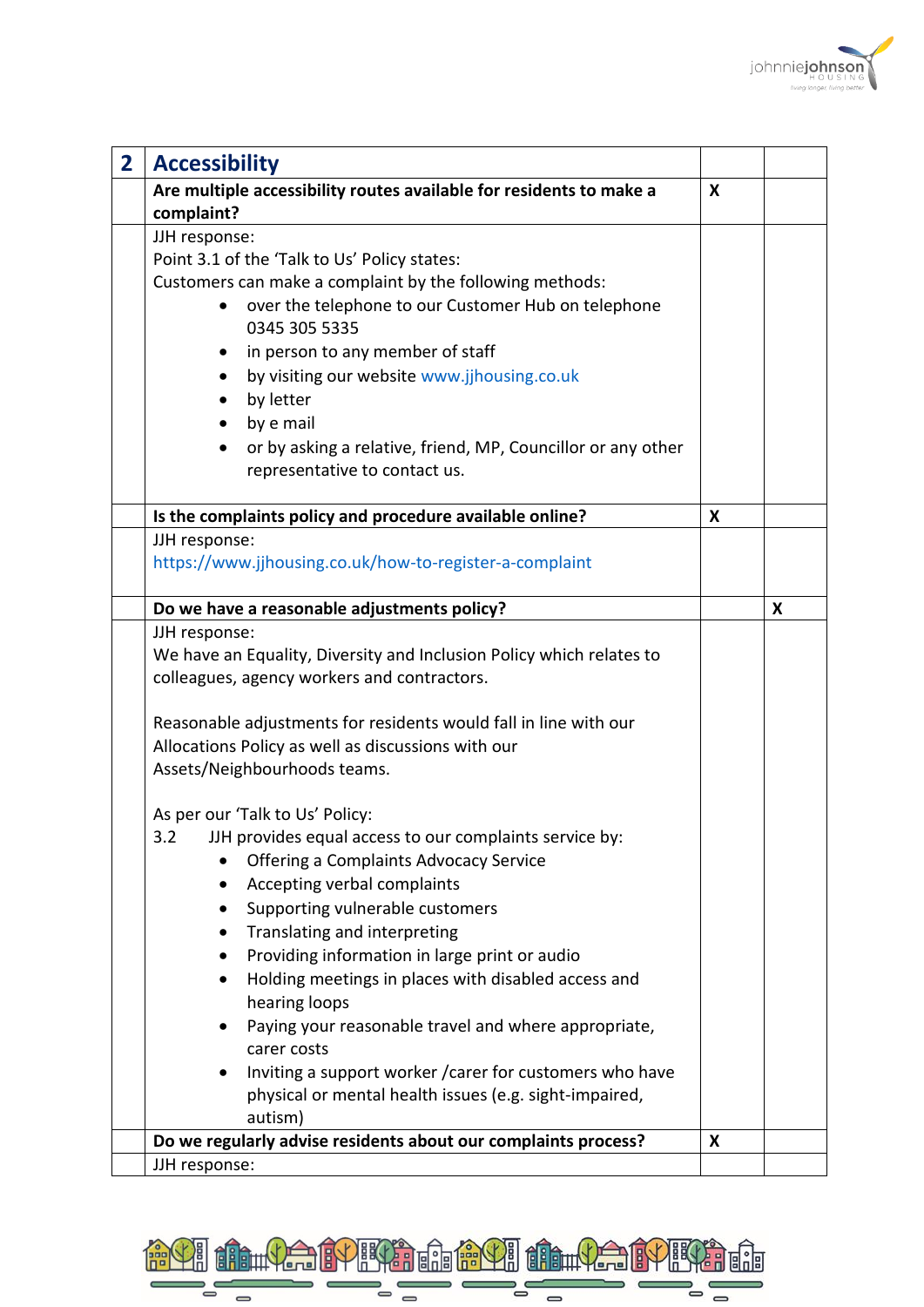| 2 | Accessibility | | |
|---|---|---|---|
| | **Are multiple accessibility routes available for residents to make a complaint?** | **X** | |
| | JJH response:<br>Point 3.1 of the 'Talk to Us' Policy states:<br>Customers can make a complaint by the following methods:<br>• over the telephone to our Customer Hub on telephone 0345 305 5335<br>• in person to any member of staff<br>• by visiting our website www.jjhousing.co.uk<br>• by letter<br>• by e mail<br>• or by asking a relative, friend, MP, Councillor or any other representative to contact us. | | |
| | **Is the complaints policy and procedure available online?** | **X** | |
| | JJH response:<br>https://www.jjhousing.co.uk/how-to-register-a-complaint | | |
| | **Do we have a reasonable adjustments policy?** | | **X** |
| | JJH response:<br>We have an Equality, Diversity and Inclusion Policy which relates to colleagues, agency workers and contractors.<br><br>Reasonable adjustments for residents would fall in line with our Allocations Policy as well as discussions with our Assets/Neighbourhoods teams.<br><br>As per our 'Talk to Us' Policy:<br>3.2 JJH provides equal access to our complaints service by:<br>• Offering a Complaints Advocacy Service<br>• Accepting verbal complaints<br>• Supporting vulnerable customers<br>• Translating and interpreting<br>• Providing information in large print or audio<br>• Holding meetings in places with disabled access and hearing loops<br>• Paying your reasonable travel and where appropriate, carer costs<br>• Inviting a support worker /carer for customers who have physical or mental health issues (e.g. sight-impaired, autism) | | |
| | **Do we regularly advise residents about our complaints process?** | **X** | |
| | JJH response: | | |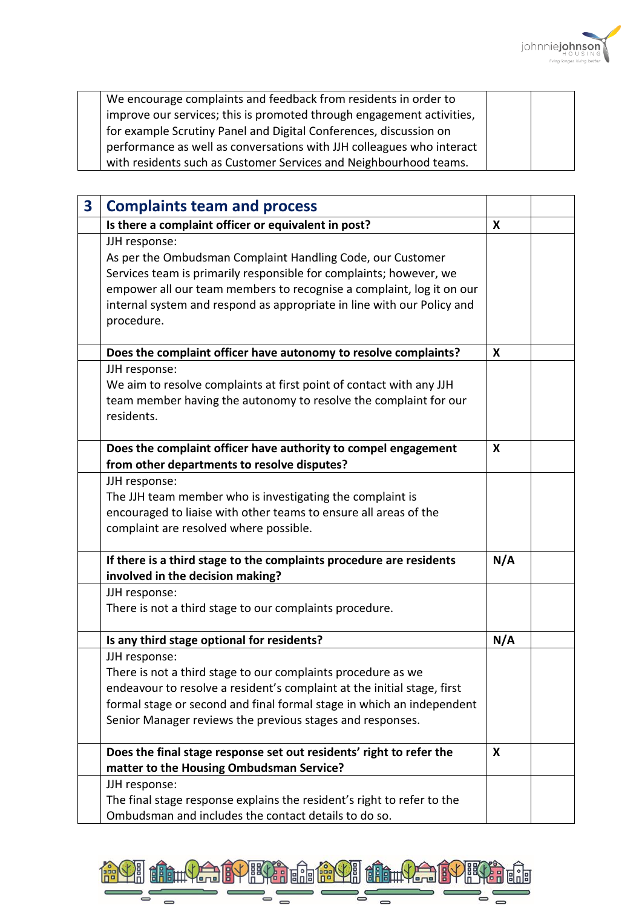| | | | |
|---|---|---|---|
| | We encourage complaints and feedback from residents in order to improve our services; this is promoted through engagement activities, for example Scrutiny Panel and Digital Conferences, discussion on performance as well as conversations with JJH colleagues who interact with residents such as Customer Services and Neighbourhood teams. | | |

| 3 | Complaints team and process | | |
|---|---|---|---|
| | **Is there a complaint officer or equivalent in post?** | **X** | |
| | JJH response:<br>As per the Ombudsman Complaint Handling Code, our Customer Services team is primarily responsible for complaints; however, we empower all our team members to recognise a complaint, log it on our internal system and respond as appropriate in line with our Policy and procedure. | | |
| | **Does the complaint officer have autonomy to resolve complaints?** | **X** | |
| | JJH response:<br>We aim to resolve complaints at first point of contact with any JJH team member having the autonomy to resolve the complaint for our residents. | | |
| | **Does the complaint officer have authority to compel engagement from other departments to resolve disputes?** | **X** | |
| | JJH response:<br>The JJH team member who is investigating the complaint is encouraged to liaise with other teams to ensure all areas of the complaint are resolved where possible. | | |
| | **If there is a third stage to the complaints procedure are residents involved in the decision making?** | **N/A** | |
| | JJH response:<br>There is not a third stage to our complaints procedure. | | |
| | **Is any third stage optional for residents?** | **N/A** | |
| | JJH response:<br>There is not a third stage to our complaints procedure as we endeavour to resolve a resident's complaint at the initial stage, first formal stage or second and final formal stage in which an independent Senior Manager reviews the previous stages and responses. | | |
| | **Does the final stage response set out residents' right to refer the matter to the Housing Ombudsman Service?** | **X** | |
| | JJH response:<br>The final stage response explains the resident's right to refer to the Ombudsman and includes the contact details to do so. | | |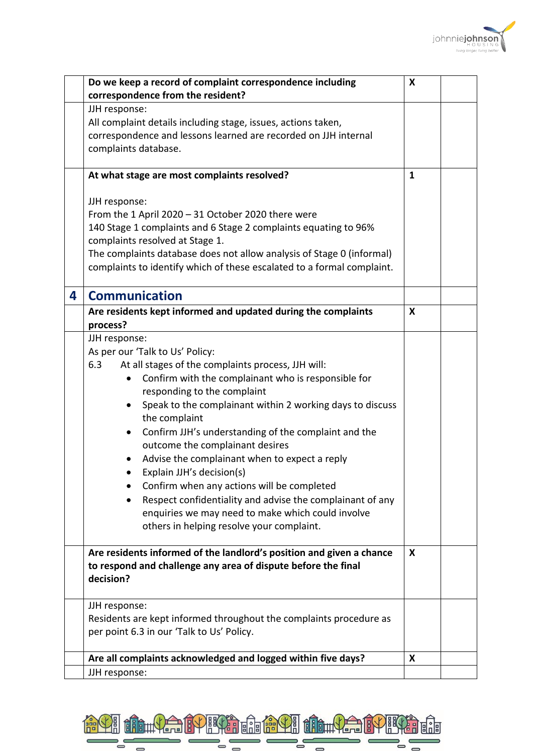| | | | |
|---|---|---|---|
| | **Do we keep a record of complaint correspondence including correspondence from the resident?** | **X** | |
| | JJH response:<br>All complaint details including stage, issues, actions taken, correspondence and lessons learned are recorded on JJH internal complaints database. | | |
| | **At what stage are most complaints resolved?**<br><br>JJH response:<br>From the 1 April 2020 – 31 October 2020 there were 140 Stage 1 complaints and 6 Stage 2 complaints equating to 96% complaints resolved at Stage 1.<br>The complaints database does not allow analysis of Stage 0 (informal) complaints to identify which of these escalated to a formal complaint. | **1** | |
| **4** | **Communication** | | |
| | **Are residents kept informed and updated during the complaints process?** | **X** | |
| | JJH response:<br>As per our 'Talk to Us' Policy:<br>6.3 At all stages of the complaints process, JJH will:<br>• Confirm with the complainant who is responsible for responding to the complaint<br>• Speak to the complainant within 2 working days to discuss the complaint<br>• Confirm JJH's understanding of the complaint and the outcome the complainant desires<br>• Advise the complainant when to expect a reply<br>• Explain JJH's decision(s)<br>• Confirm when any actions will be completed<br>• Respect confidentiality and advise the complainant of any enquiries we may need to make which could involve others in helping resolve your complaint. | | |
| | **Are residents informed of the landlord's position and given a chance to respond and challenge any area of dispute before the final decision?** | **X** | |
| | JJH response:<br>Residents are kept informed throughout the complaints procedure as per point 6.3 in our 'Talk to Us' Policy. | | |
| | **Are all complaints acknowledged and logged within five days?** | **X** | |
| | JJH response: | | |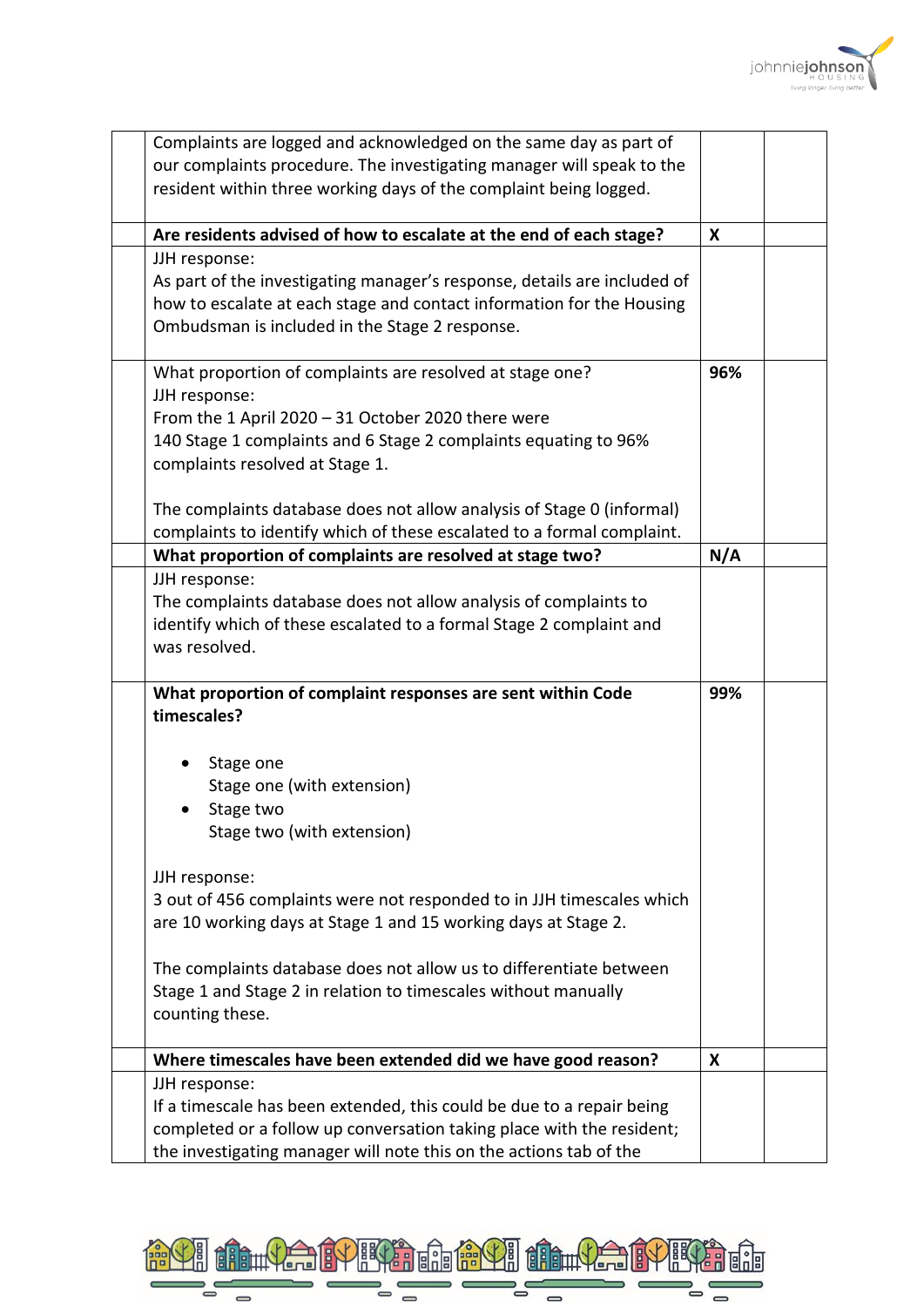| | | | |
|---|---|---|---|
| | Complaints are logged and acknowledged on the same day as part of our complaints procedure. The investigating manager will speak to the resident within three working days of the complaint being logged. | | |
| | **Are residents advised of how to escalate at the end of each stage?** | **X** | |
| | JJH response:<br>As part of the investigating manager's response, details are included of how to escalate at each stage and contact information for the Housing Ombudsman is included in the Stage 2 response. | | |
| | What proportion of complaints are resolved at stage one?<br>JJH response:<br>From the 1 April 2020 – 31 October 2020 there were 140 Stage 1 complaints and 6 Stage 2 complaints equating to 96% complaints resolved at Stage 1.<br><br>The complaints database does not allow analysis of Stage 0 (informal) complaints to identify which of these escalated to a formal complaint. | **96%** | |
| | **What proportion of complaints are resolved at stage two?** | **N/A** | |
| | JJH response:<br>The complaints database does not allow analysis of complaints to identify which of these escalated to a formal Stage 2 complaint and was resolved. | | |
| | **What proportion of complaint responses are sent within Code timescales?**<br><br>• Stage one<br>Stage one (with extension)<br>• Stage two<br>Stage two (with extension)<br><br>JJH response:<br>3 out of 456 complaints were not responded to in JJH timescales which are 10 working days at Stage 1 and 15 working days at Stage 2.<br><br>The complaints database does not allow us to differentiate between Stage 1 and Stage 2 in relation to timescales without manually counting these. | **99%** | |
| | **Where timescales have been extended did we have good reason?** | **X** | |
| | JJH response:<br>If a timescale has been extended, this could be due to a repair being completed or a follow up conversation taking place with the resident; the investigating manager will note this on the actions tab of the | | |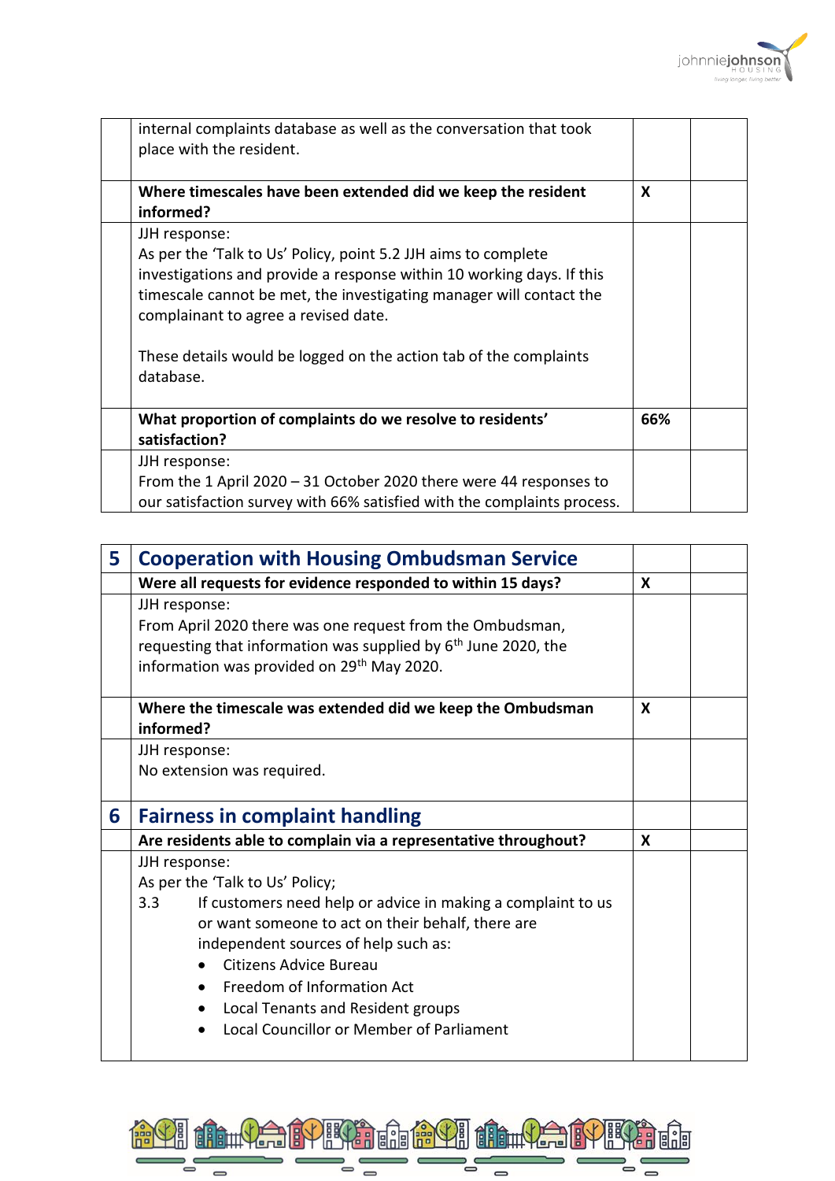| | | | |
|---|---|---|---|
| | internal complaints database as well as the conversation that took place with the resident. | | |
| | **Where timescales have been extended did we keep the resident informed?** | **X** | |
| | JJH response:<br>As per the 'Talk to Us' Policy, point 5.2 JJH aims to complete investigations and provide a response within 10 working days. If this timescale cannot be met, the investigating manager will contact the complainant to agree a revised date.<br><br>These details would be logged on the action tab of the complaints database. | | |
| | **What proportion of complaints do we resolve to residents' satisfaction?** | **66%** | |
| | JJH response:<br>From the 1 April 2020 – 31 October 2020 there were 44 responses to our satisfaction survey with 66% satisfied with the complaints process. | | |

| | | | |
|---|---|---|---|
| **5** | **Cooperation with Housing Ombudsman Service** | | |
| | **Were all requests for evidence responded to within 15 days?** | **X** | |
| | JJH response:<br>From April 2020 there was one request from the Ombudsman, requesting that information was supplied by 6th June 2020, the information was provided on 29th May 2020. | | |
| | **Where the timescale was extended did we keep the Ombudsman informed?** | **X** | |
| | JJH response:<br>No extension was required. | | |
| **6** | **Fairness in complaint handling** | | |
| | **Are residents able to complain via a representative throughout?** | **X** | |
| | JJH response:<br>As per the 'Talk to Us' Policy;<br>3.3 If customers need help or advice in making a complaint to us or want someone to act on their behalf, there are independent sources of help such as:<br>• Citizens Advice Bureau<br>• Freedom of Information Act<br>• Local Tenants and Resident groups<br>• Local Councillor or Member of Parliament | | |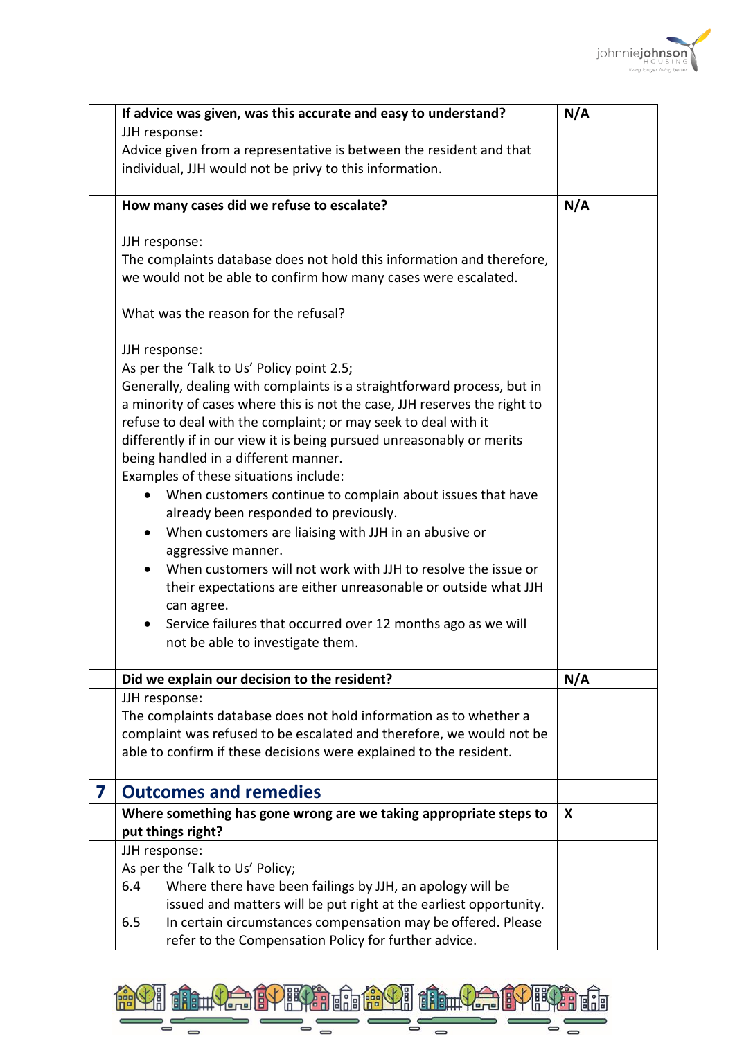| | If advice was given, was this accurate and easy to understand? | N/A | |
|---|---|---|---|
| | JJH response:<br>Advice given from a representative is between the resident and that individual, JJH would not be privy to this information. | | |
| | **How many cases did we refuse to escalate?**<br><br>JJH response:<br>The complaints database does not hold this information and therefore, we would not be able to confirm how many cases were escalated.<br><br>What was the reason for the refusal?<br><br>JJH response:<br>As per the 'Talk to Us' Policy point 2.5;<br>Generally, dealing with complaints is a straightforward process, but in a minority of cases where this is not the case, JJH reserves the right to refuse to deal with the complaint; or may seek to deal with it differently if in our view it is being pursued unreasonably or merits being handled in a different manner.<br>Examples of these situations include:<br>• When customers continue to complain about issues that have already been responded to previously.<br>• When customers are liaising with JJH in an abusive or aggressive manner.<br>• When customers will not work with JJH to resolve the issue or their expectations are either unreasonable or outside what JJH can agree.<br>• Service failures that occurred over 12 months ago as we will not be able to investigate them. | **N/A** | |
| | **Did we explain our decision to the resident?** | **N/A** | |
| | JJH response:<br>The complaints database does not hold information as to whether a complaint was refused to be escalated and therefore, we would not be able to confirm if these decisions were explained to the resident. | | |
| **7** | **Outcomes and remedies** | | |
| | **Where something has gone wrong are we taking appropriate steps to put things right?** | **X** | |
| | JJH response:<br>As per the 'Talk to Us' Policy;<br>6.4 Where there have been failings by JJH, an apology will be issued and matters will be put right at the earliest opportunity.<br>6.5 In certain circumstances compensation may be offered. Please refer to the Compensation Policy for further advice. | | |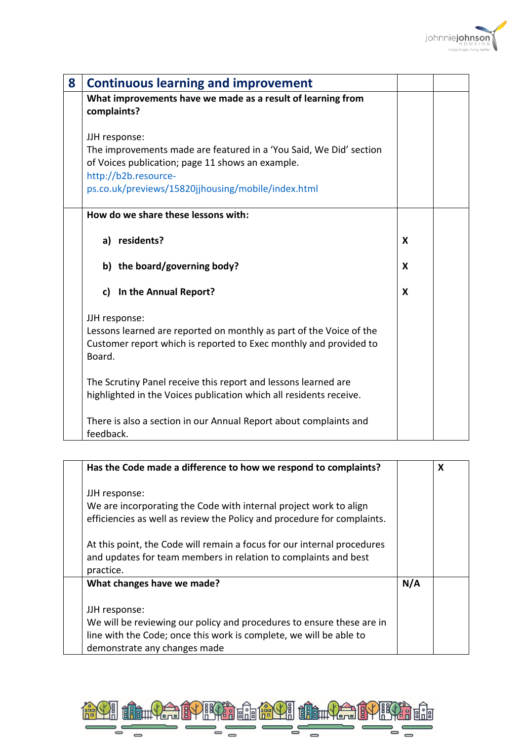| | | | |
|---|---|---|---|
| **8** | **Continuous learning and improvement** | | |
| | **What improvements have we made as a result of learning from complaints?**<br><br>JJH response:<br>The improvements made are featured in a 'You Said, We Did' section of Voices publication; page 11 shows an example.<br>http://b2b.resource-ps.co.uk/previews/15820jjhousing/mobile/index.html | | |
| | **How do we share these lessons with:** | | |
| | **a) residents?** | **X** | |
| | **b) the board/governing body?** | **X** | |
| | **c) In the Annual Report?** | **X** | |
| | JJH response:<br>Lessons learned are reported on monthly as part of the Voice of the Customer report which is reported to Exec monthly and provided to Board.<br><br>The Scrutiny Panel receive this report and lessons learned are highlighted in the Voices publication which all residents receive.<br><br>There is also a section in our Annual Report about complaints and feedback. | | |

| | | | |
|---|---|---|---|
| | **Has the Code made a difference to how we respond to complaints?**<br><br>JJH response:<br>We are incorporating the Code with internal project work to align efficiencies as well as review the Policy and procedure for complaints.<br><br>At this point, the Code will remain a focus for our internal procedures and updates for team members in relation to complaints and best practice. | | **X** |
| | **What changes have we made?**<br><br>JJH response:<br>We will be reviewing our policy and procedures to ensure these are in line with the Code; once this work is complete, we will be able to demonstrate any changes made | **N/A** | |